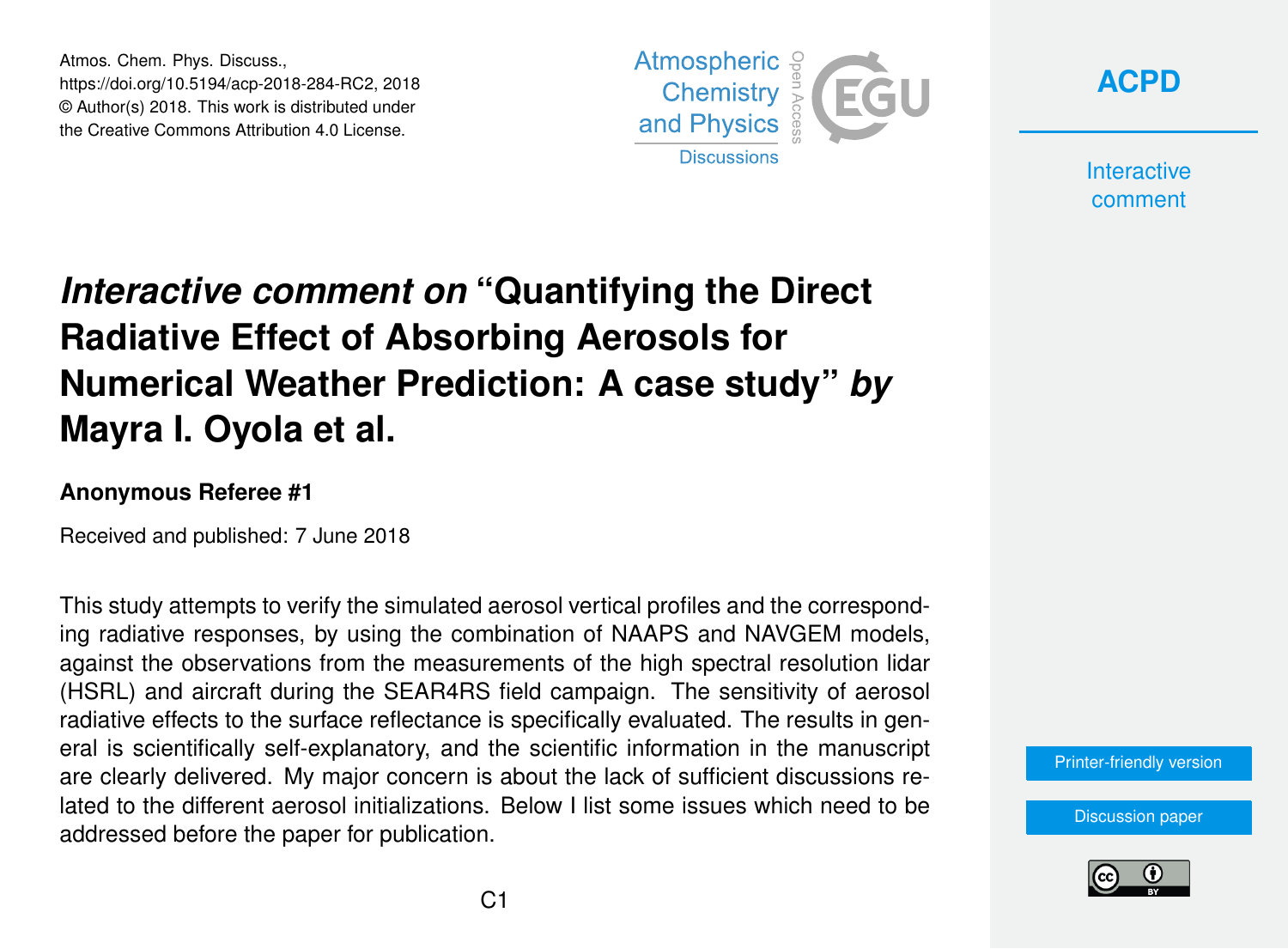# *Interactive comment on* "Quantifying the Direct Radiative Effect of Absorbing Aerosols for Numerical Weather Prediction: A case study" *by* Mayra I. Oyola et al.

### Anonymous Referee #1

Received and published: 7 June 2018

This study attempts to verify the simulated aerosol vertical profiles and the corresponding radiative responses, by using the combination of NAAPS and NAVGEM models, against the observations from the measurements of the high spectral resolution lidar (HSRL) and aircraft during the SEAR4RS field campaign. The sensitivity of aerosol radiative effects to the surface reflectance is specifically evaluated. The results in general is scientifically self-explanatory, and the scientific information in the manuscript are clearly delivered. My major concern is about the lack of sufficient discussions related to the different aerosol initializations. Below I list some issues which need to be addressed before the paper for publication.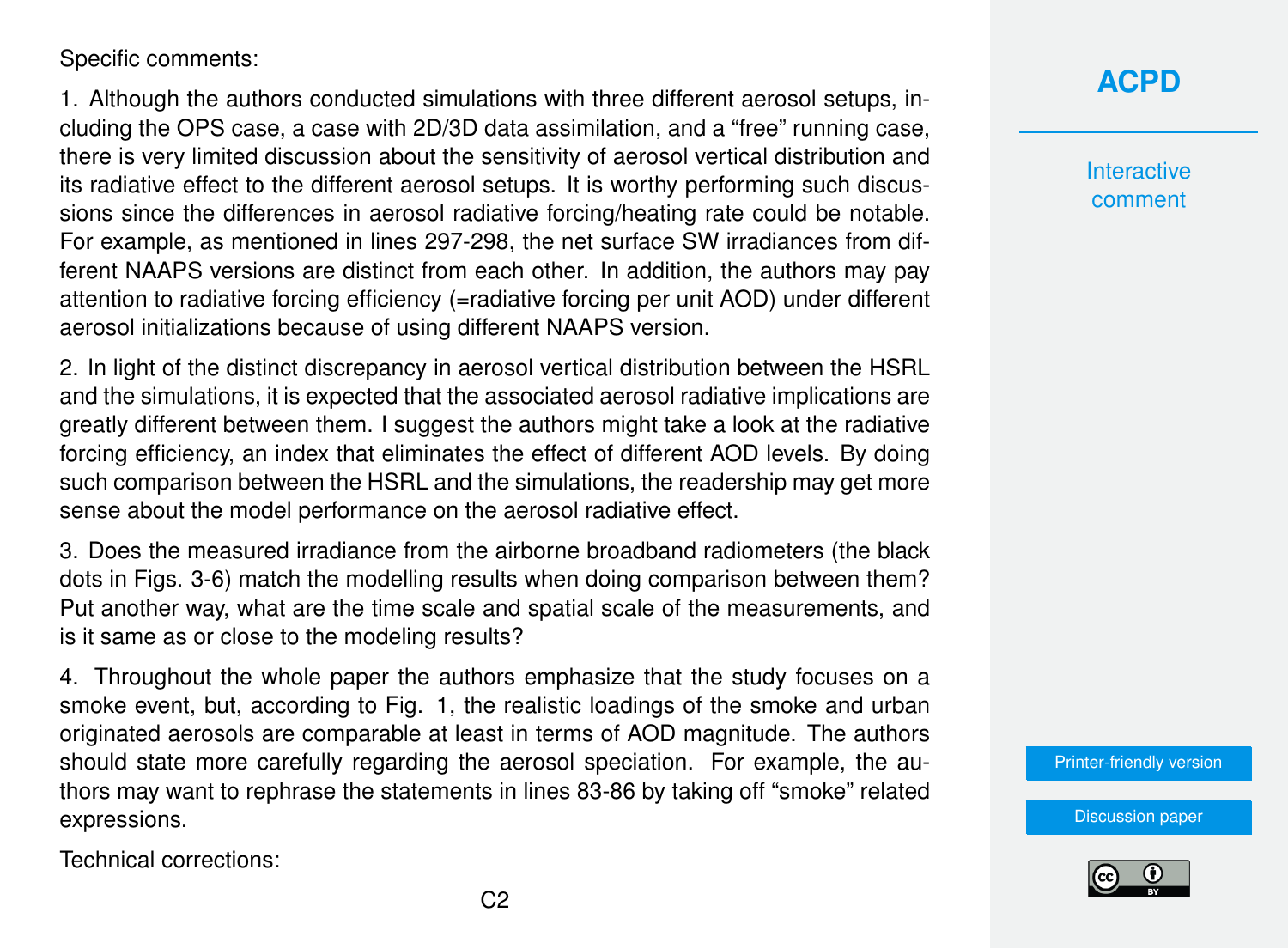Specific comments:

1. Although the authors conducted simulations with three different aerosol setups, including the OPS case, a case with 2D/3D data assimilation, and a "free" running case, there is very limited discussion about the sensitivity of aerosol vertical distribution and its radiative effect to the different aerosol setups. It is worthy performing such discussions since the differences in aerosol radiative forcing/heating rate could be notable. For example, as mentioned in lines 297-298, the net surface SW irradiances from different NAAPS versions are distinct from each other. In addition, the authors may pay attention to radiative forcing efficiency (=radiative forcing per unit AOD) under different aerosol initializations because of using different NAAPS version.

2. In light of the distinct discrepancy in aerosol vertical distribution between the HSRL and the simulations, it is expected that the associated aerosol radiative implications are greatly different between them. I suggest the authors might take a look at the radiative forcing efficiency, an index that eliminates the effect of different AOD levels. By doing such comparison between the HSRL and the simulations, the readership may get more sense about the model performance on the aerosol radiative effect.

3. Does the measured irradiance from the airborne broadband radiometers (the black dots in Figs. 3-6) match the modelling results when doing comparison between them? Put another way, what are the time scale and spatial scale of the measurements, and is it same as or close to the modeling results?

4. Throughout the whole paper the authors emphasize that the study focuses on a smoke event, but, according to Fig. 1, the realistic loadings of the smoke and urban originated aerosols are comparable at least in terms of AOD magnitude. The authors should state more carefully regarding the aerosol speciation. For example, the authors may want to rephrase the statements in lines 83-86 by taking off "smoke" related expressions.

Technical corrections: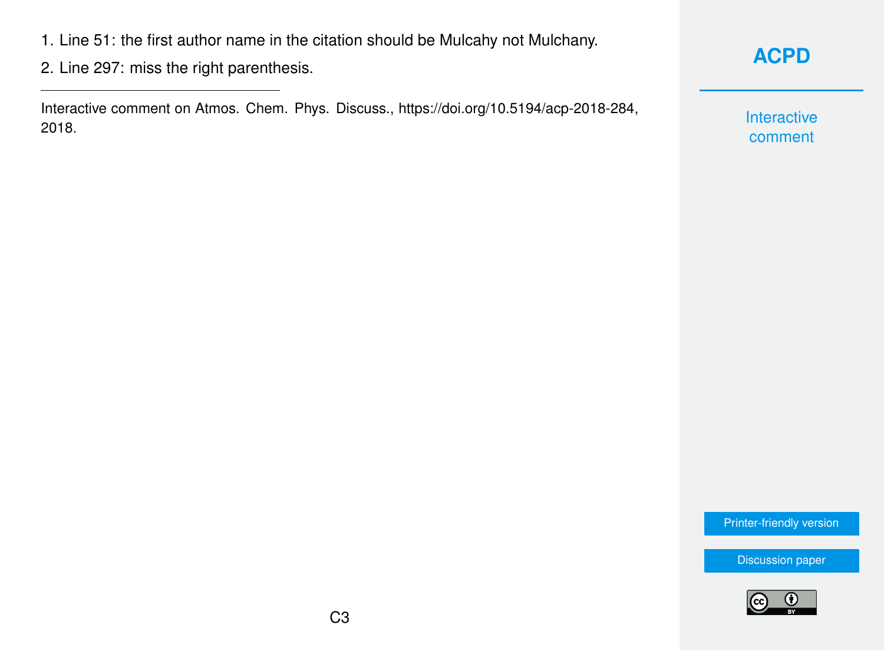1. Line 51: the first author name in the citation should be Mulcahy not Mulchany.
2. Line 297: miss the right parenthesis.

---

Interactive comment on Atmos. Chem. Phys. Discuss., https://doi.org/10.5194/acp-2018-284, 2018.